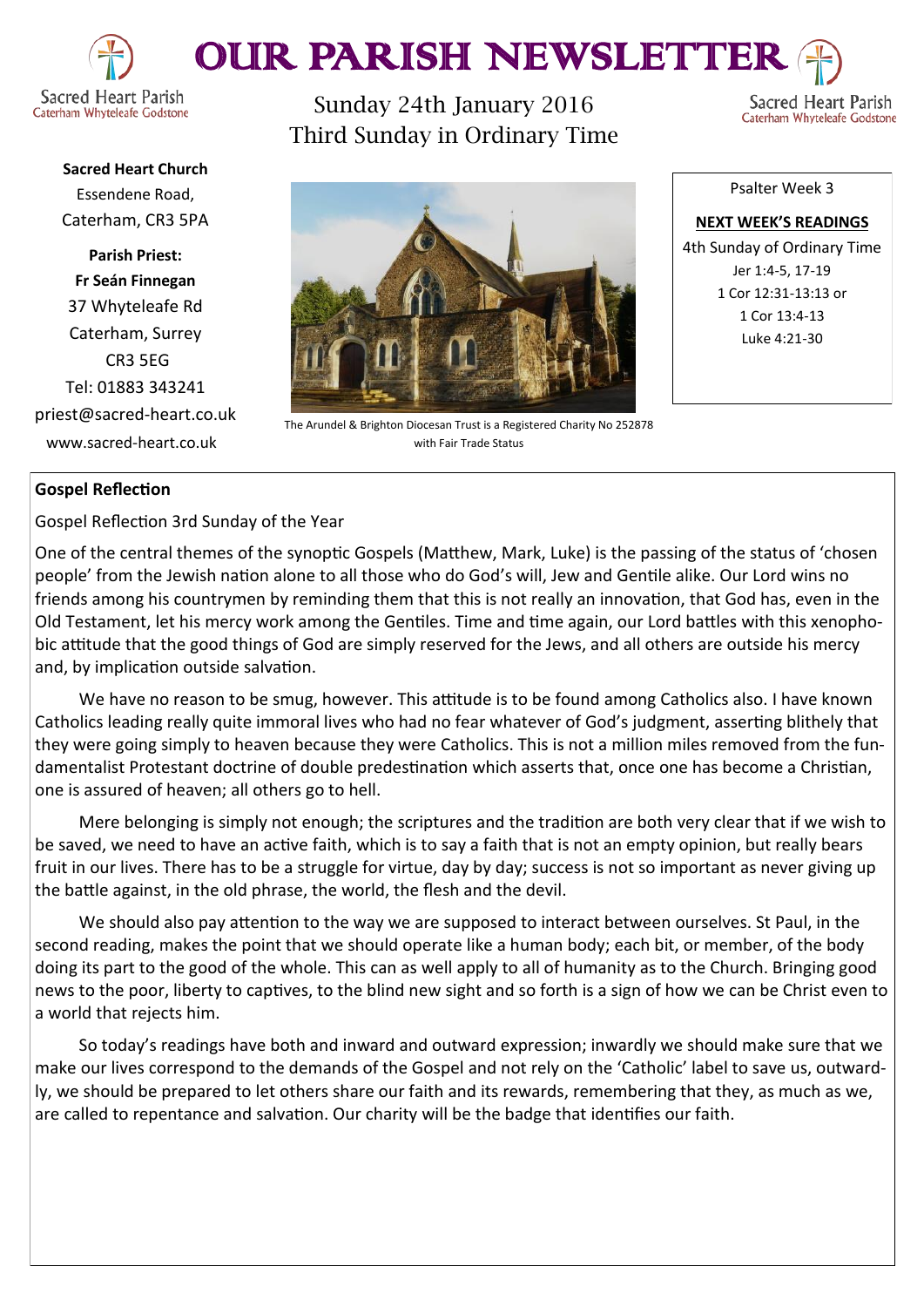# OUR PARISH NEWSLETTER

Sacred Heart Parish
Caterham Whyteleafe Godstone

Sunday 24th January 2016
Third Sunday in Ordinary Time

**Sacred Heart Church**
Essendene Road,
Caterham, CR3 5PA

**Parish Priest:**
**Fr Seán Finnegan**
37 Whyteleafe Rd
Caterham, Surrey
CR3 5EG
Tel: 01883 343241
priest@sacred-heart.co.uk
www.sacred-heart.co.uk

The Arundel & Brighton Diocesan Trust is a Registered Charity No 252878 with Fair Trade Status

Psalter Week 3

**NEXT WEEK'S READINGS**

4th Sunday of Ordinary Time
Jer 1:4-5, 17-19
1 Cor 12:31-13:13 or
1 Cor 13:4-13
Luke 4:21-30

## Gospel Reflection

Gospel Reflection 3rd Sunday of the Year

One of the central themes of the synoptic Gospels (Matthew, Mark, Luke) is the passing of the status of 'chosen people' from the Jewish nation alone to all those who do God's will, Jew and Gentile alike. Our Lord wins no friends among his countrymen by reminding them that this is not really an innovation, that God has, even in the Old Testament, let his mercy work among the Gentiles. Time and time again, our Lord battles with this xenophobic attitude that the good things of God are simply reserved for the Jews, and all others are outside his mercy and, by implication outside salvation.

We have no reason to be smug, however. This attitude is to be found among Catholics also. I have known Catholics leading really quite immoral lives who had no fear whatever of God's judgment, asserting blithely that they were going simply to heaven because they were Catholics. This is not a million miles removed from the fundamentalist Protestant doctrine of double predestination which asserts that, once one has become a Christian, one is assured of heaven; all others go to hell.

Mere belonging is simply not enough; the scriptures and the tradition are both very clear that if we wish to be saved, we need to have an active faith, which is to say a faith that is not an empty opinion, but really bears fruit in our lives. There has to be a struggle for virtue, day by day; success is not so important as never giving up the battle against, in the old phrase, the world, the flesh and the devil.

We should also pay attention to the way we are supposed to interact between ourselves. St Paul, in the second reading, makes the point that we should operate like a human body; each bit, or member, of the body doing its part to the good of the whole. This can as well apply to all of humanity as to the Church. Bringing good news to the poor, liberty to captives, to the blind new sight and so forth is a sign of how we can be Christ even to a world that rejects him.

So today's readings have both and inward and outward expression; inwardly we should make sure that we make our lives correspond to the demands of the Gospel and not rely on the 'Catholic' label to save us, outwardly, we should be prepared to let others share our faith and its rewards, remembering that they, as much as we, are called to repentance and salvation. Our charity will be the badge that identifies our faith.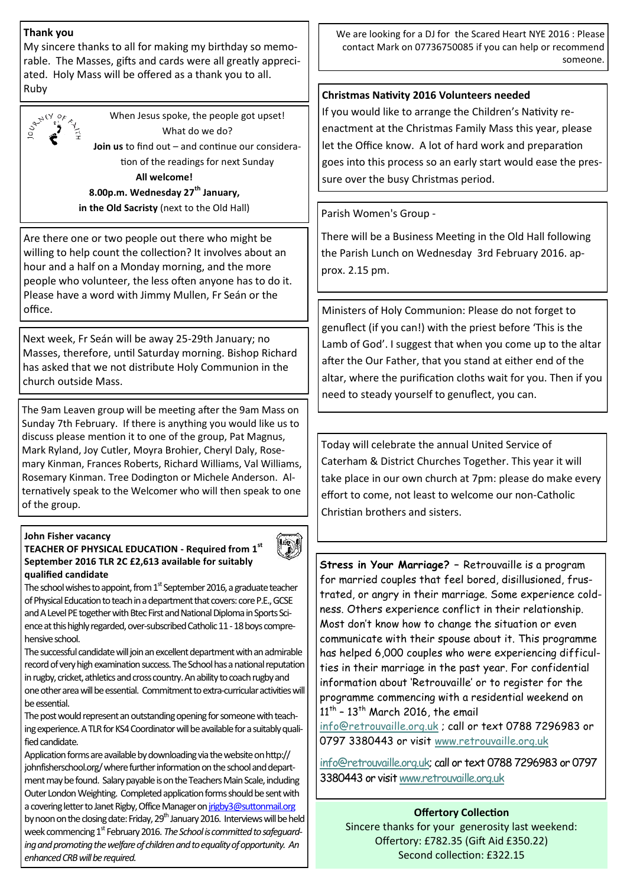**Thank you**

My sincere thanks to all for making my birthday so memorable. The Masses, gifts and cards were all greatly appreciated. Holy Mass will be offered as a thank you to all.
Ruby

When Jesus spoke, the people got upset!
What do we do?
**Join us** to find out – and continue our consideration of the readings for next Sunday
**All welcome!**
**8.00p.m. Wednesday 27th January,**
**in the Old Sacristy** (next to the Old Hall)

Are there one or two people out there who might be willing to help count the collection? It involves about an hour and a half on a Monday morning, and the more people who volunteer, the less often anyone has to do it. Please have a word with Jimmy Mullen, Fr Seán or the office.

Next week, Fr Seán will be away 25-29th January; no Masses, therefore, until Saturday morning. Bishop Richard has asked that we not distribute Holy Communion in the church outside Mass.

The 9am Leaven group will be meeting after the 9am Mass on Sunday 7th February. If there is anything you would like us to discuss please mention it to one of the group, Pat Magnus, Mark Ryland, Joy Cutler, Moyra Brohier, Cheryl Daly, Rosemary Kinman, Frances Roberts, Richard Williams, Val Williams, Rosemary Kinman. Tree Dodington or Michele Anderson. Alternatively speak to the Welcomer who will then speak to one of the group.

**John Fisher vacancy**
**TEACHER OF PHYSICAL EDUCATION - Required from 1st September 2016 TLR 2C £2,613 available for suitably qualified candidate**

The school wishes to appoint, from 1st September 2016, a graduate teacher of Physical Education to teach in a department that covers: core P.E., GCSE and A Level PE together with Btec First and National Diploma in Sports Science at this highly regarded, over-subscribed Catholic 11 - 18 boys comprehensive school.

The successful candidate will join an excellent department with an admirable record of very high examination success. The School has a national reputation in rugby, cricket, athletics and cross country. An ability to coach rugby and one other area will be essential. Commitment to extra-curricular activities will be essential.

The post would represent an outstanding opening for someone with teaching experience. A TLR for KS4 Coordinator will be available for a suitably qualified candidate.

Application forms are available by downloading via the website on http://johnfisherschool.org/ where further information on the school and department may be found. Salary payable is on the Teachers Main Scale, including Outer London Weighting. Completed application forms should be sent with a covering letter to Janet Rigby, Office Manager on jrigby3@suttonmail.org by noon on the closing date: Friday, 29th January 2016. Interviews will be held week commencing 1st February 2016. *The School is committed to safeguarding and promoting the welfare of children and to equality of opportunity. An enhanced CRB will be required.*

We are looking for a DJ for the Scared Heart NYE 2016 : Please contact Mark on 07736750085 if you can help or recommend someone.

**Christmas Nativity 2016 Volunteers needed**

If you would like to arrange the Children's Nativity re-enactment at the Christmas Family Mass this year, please let the Office know. A lot of hard work and preparation goes into this process so an early start would ease the pressure over the busy Christmas period.

Parish Women's Group -

There will be a Business Meeting in the Old Hall following the Parish Lunch on Wednesday 3rd February 2016. approx. 2.15 pm.

Ministers of Holy Communion: Please do not forget to genuflect (if you can!) with the priest before 'This is the Lamb of God'. I suggest that when you come up to the altar after the Our Father, that you stand at either end of the altar, where the purification cloths wait for you. Then if you need to steady yourself to genuflect, you can.

Today will celebrate the annual United Service of Caterham & District Churches Together. This year it will take place in our own church at 7pm: please do make every effort to come, not least to welcome our non-Catholic Christian brothers and sisters.

**Stress in Your Marriage?** – Retrouvaille is a program for married couples that feel bored, disillusioned, frustrated, or angry in their marriage. Some experience coldness. Others experience conflict in their relationship. Most don't know how to change the situation or even communicate with their spouse about it. This programme has helped 6,000 couples who were experiencing difficulties in their marriage in the past year. For confidential information about 'Retrouvaille' or to register for the programme commencing with a residential weekend on 11th – 13th March 2016, the email info@retrouvaille.org.uk ; call or text 0788 7296983 or 0797 3380443 or visit www.retrouvaille.org.uk

info@retrouvaille.org.uk; call or text 0788 7296983 or 0797 3380443 or visit www.retrouvaille.org.uk

**Offertory Collection**
Sincere thanks for your generosity last weekend:
Offertory: £782.35 (Gift Aid £350.22)
Second collection: £322.15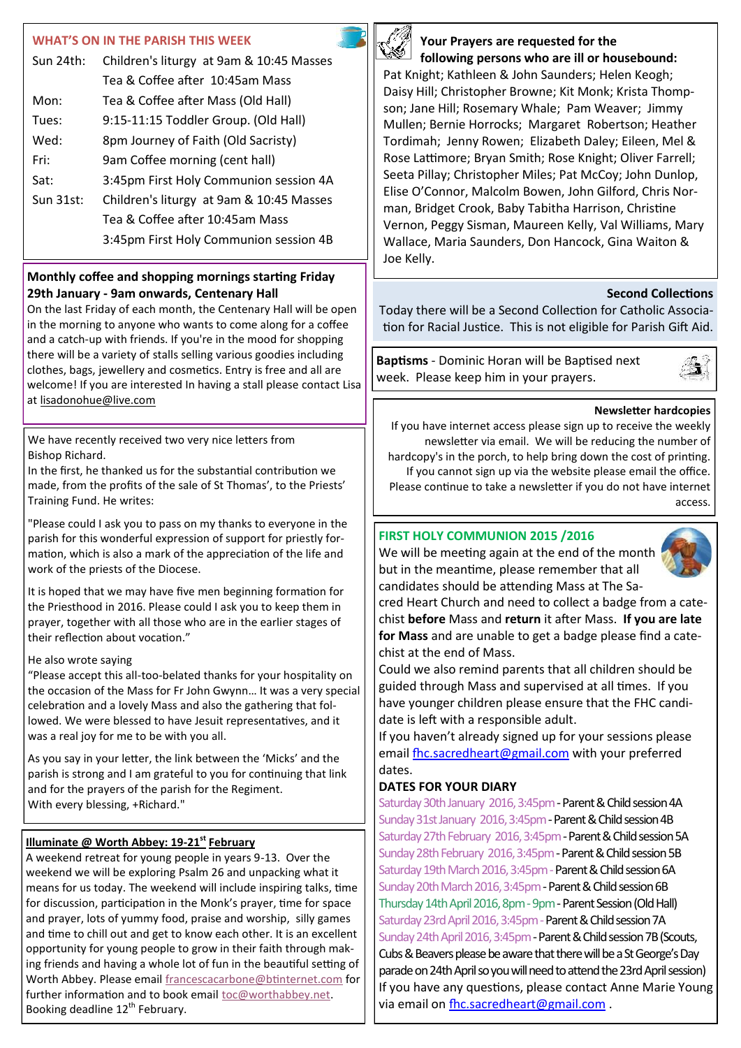## WHAT'S ON IN THE PARISH THIS WEEK

| | |
|---|---|
| Sun 24th: | Children's liturgy at 9am & 10:45 Masses |
| | Tea & Coffee after 10:45am Mass |
| Mon: | Tea & Coffee after Mass (Old Hall) |
| Tues: | 9:15-11:15 Toddler Group. (Old Hall) |
| Wed: | 8pm Journey of Faith (Old Sacristy) |
| Fri: | 9am Coffee morning (cent hall) |
| Sat: | 3:45pm First Holy Communion session 4A |
| Sun 31st: | Children's liturgy at 9am & 10:45 Masses |
| | Tea & Coffee after 10:45am Mass |
| | 3:45pm First Holy Communion session 4B |

**Monthly coffee and shopping mornings starting Friday 29th January - 9am onwards, Centenary Hall**

On the last Friday of each month, the Centenary Hall will be open in the morning to anyone who wants to come along for a coffee and a catch-up with friends. If you're in the mood for shopping there will be a variety of stalls selling various goodies including clothes, bags, jewellery and cosmetics. Entry is free and all are welcome! If you are interested In having a stall please contact Lisa at lisadonohue@live.com

We have recently received two very nice letters from Bishop Richard.

In the first, he thanked us for the substantial contribution we made, from the profits of the sale of St Thomas', to the Priests' Training Fund. He writes:

"Please could I ask you to pass on my thanks to everyone in the parish for this wonderful expression of support for priestly formation, which is also a mark of the appreciation of the life and work of the priests of the Diocese.

It is hoped that we may have five men beginning formation for the Priesthood in 2016. Please could I ask you to keep them in prayer, together with all those who are in the earlier stages of their reflection about vocation."

He also wrote saying

"Please accept this all-too-belated thanks for your hospitality on the occasion of the Mass for Fr John Gwynn… It was a very special celebration and a lovely Mass and also the gathering that followed. We were blessed to have Jesuit representatives, and it was a real joy for me to be with you all.

As you say in your letter, the link between the 'Micks' and the parish is strong and I am grateful to you for continuing that link and for the prayers of the parish for the Regiment.

With every blessing, +Richard."

**Illuminate @ Worth Abbey: 19-21st February**

A weekend retreat for young people in years 9-13. Over the weekend we will be exploring Psalm 26 and unpacking what it means for us today. The weekend will include inspiring talks, time for discussion, participation in the Monk's prayer, time for space and prayer, lots of yummy food, praise and worship, silly games and time to chill out and get to know each other. It is an excellent opportunity for young people to grow in their faith through making friends and having a whole lot of fun in the beautiful setting of Worth Abbey. Please email francescacarbone@btinternet.com for further information and to book email toc@worthabbey.net. Booking deadline 12th February.

**Your Prayers are requested for the following persons who are ill or housebound:**

Pat Knight; Kathleen & John Saunders; Helen Keogh; Daisy Hill; Christopher Browne; Kit Monk; Krista Thompson; Jane Hill; Rosemary Whale; Pam Weaver; Jimmy Mullen; Bernie Horrocks; Margaret Robertson; Heather Tordimah; Jenny Rowen; Elizabeth Daley; Eileen, Mel & Rose Lattimore; Bryan Smith; Rose Knight; Oliver Farrell; Seeta Pillay; Christopher Miles; Pat McCoy; John Dunlop, Elise O'Connor, Malcolm Bowen, John Gilford, Chris Norman, Bridget Crook, Baby Tabitha Harrison, Christine Vernon, Peggy Sisman, Maureen Kelly, Val Williams, Mary Wallace, Maria Saunders, Don Hancock, Gina Waiton & Joe Kelly.

**Second Collections**

Today there will be a Second Collection for Catholic Association for Racial Justice. This is not eligible for Parish Gift Aid.

**Baptisms** - Dominic Horan will be Baptised next week. Please keep him in your prayers.

**Newsletter hardcopies**

If you have internet access please sign up to receive the weekly newsletter via email. We will be reducing the number of hardcopy's in the porch, to help bring down the cost of printing. If you cannot sign up via the website please email the office. Please continue to take a newsletter if you do not have internet access.

## FIRST HOLY COMMUNION 2015 /2016

We will be meeting again at the end of the month but in the meantime, please remember that all candidates should be attending Mass at The Sacred Heart Church and need to collect a badge from a catechist **before** Mass and **return** it after Mass. **If you are late for Mass** and are unable to get a badge please find a catechist at the end of Mass.

Could we also remind parents that all children should be guided through Mass and supervised at all times. If you have younger children please ensure that the FHC candidate is left with a responsible adult.

If you haven't already signed up for your sessions please email fhc.sacredheart@gmail.com with your preferred dates.

**DATES FOR YOUR DIARY**

Saturday 30th January 2016, 3:45pm - Parent & Child session 4A
Sunday 31st January 2016, 3:45pm - Parent & Child session 4B
Saturday 27th February 2016, 3:45pm - Parent & Child session 5A
Sunday 28th February 2016, 3:45pm - Parent & Child session 5B
Saturday 19th March 2016, 3:45pm - Parent & Child session 6A
Sunday 20th March 2016, 3:45pm - Parent & Child session 6B
Thursday 14th April 2016, 8pm - 9pm - Parent Session (Old Hall)
Saturday 23rd April 2016, 3:45pm - Parent & Child session 7A
Sunday 24th April 2016, 3:45pm - Parent & Child session 7B (Scouts, Cubs & Beavers please be aware that there will be a St George's Day parade on 24th April so you will need to attend the 23rd April session)

If you have any questions, please contact Anne Marie Young via email on fhc.sacredheart@gmail.com .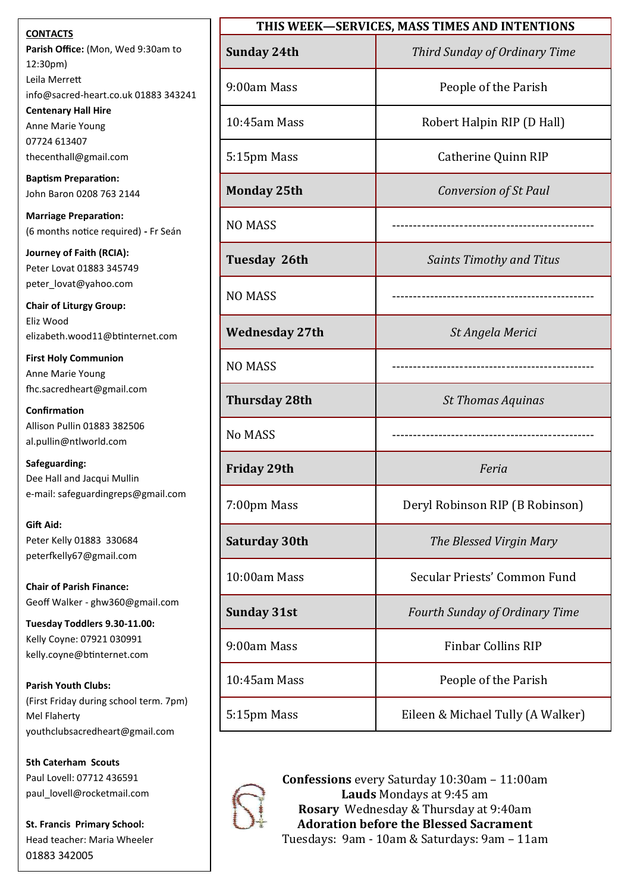**CONTACTS**

**Parish Office:** (Mon, Wed 9:30am to 12:30pm)
Leila Merrett
info@sacred-heart.co.uk 01883 343241

**Centenary Hall Hire**
Anne Marie Young
07724 613407
thecenthall@gmail.com

**Baptism Preparation:**
John Baron 0208 763 2144

**Marriage Preparation:**
(6 months notice required) **-** Fr Seán

**Journey of Faith (RCIA):**
Peter Lovat 01883 345749
peter_lovat@yahoo.com

**Chair of Liturgy Group:**
Eliz Wood
elizabeth.wood11@btinternet.com

**First Holy Communion**
Anne Marie Young
fhc.sacredheart@gmail.com

**Confirmation**
Allison Pullin 01883 382506
al.pullin@ntlworld.com

**Safeguarding:**
Dee Hall and Jacqui Mullin
e-mail: safeguardingreps@gmail.com

**Gift Aid:**
Peter Kelly 01883 330684
peterfkelly67@gmail.com

**Chair of Parish Finance:**
Geoff Walker - ghw360@gmail.com

**Tuesday Toddlers 9.30-11.00:**
Kelly Coyne: 07921 030991
kelly.coyne@btinternet.com

**Parish Youth Clubs:**
(First Friday during school term. 7pm)
Mel Flaherty
youthclubsacredheart@gmail.com

**5th Caterham Scouts**
Paul Lovell: 07712 436591
paul_lovell@rocketmail.com

**St. Francis Primary School:**
Head teacher: Maria Wheeler
01883 342005

**THIS WEEK—SERVICES, MASS TIMES AND INTENTIONS**

| | |
|---|---|
| **Sunday 24th** | *Third Sunday of Ordinary Time* |
| 9:00am Mass | People of the Parish |
| 10:45am Mass | Robert Halpin RIP (D Hall) |
| 5:15pm Mass | Catherine Quinn RIP |
| **Monday 25th** | *Conversion of St Paul* |
| NO MASS | ---------------------------------------------- |
| **Tuesday 26th** | *Saints Timothy and Titus* |
| NO MASS | ---------------------------------------------- |
| **Wednesday 27th** | *St Angela Merici* |
| NO MASS | ---------------------------------------------- |
| **Thursday 28th** | *St Thomas Aquinas* |
| No MASS | ---------------------------------------------- |
| **Friday 29th** | *Feria* |
| 7:00pm Mass | Deryl Robinson RIP (B Robinson) |
| **Saturday 30th** | *The Blessed Virgin Mary* |
| 10:00am Mass | Secular Priests' Common Fund |
| **Sunday 31st** | *Fourth Sunday of Ordinary Time* |
| 9:00am Mass | Finbar Collins RIP |
| 10:45am Mass | People of the Parish |
| 5:15pm Mass | Eileen & Michael Tully (A Walker) |

**Confessions** every Saturday 10:30am – 11:00am
**Lauds** Mondays at 9:45 am
**Rosary** Wednesday & Thursday at 9:40am
**Adoration before the Blessed Sacrament**
Tuesdays: 9am - 10am & Saturdays: 9am – 11am